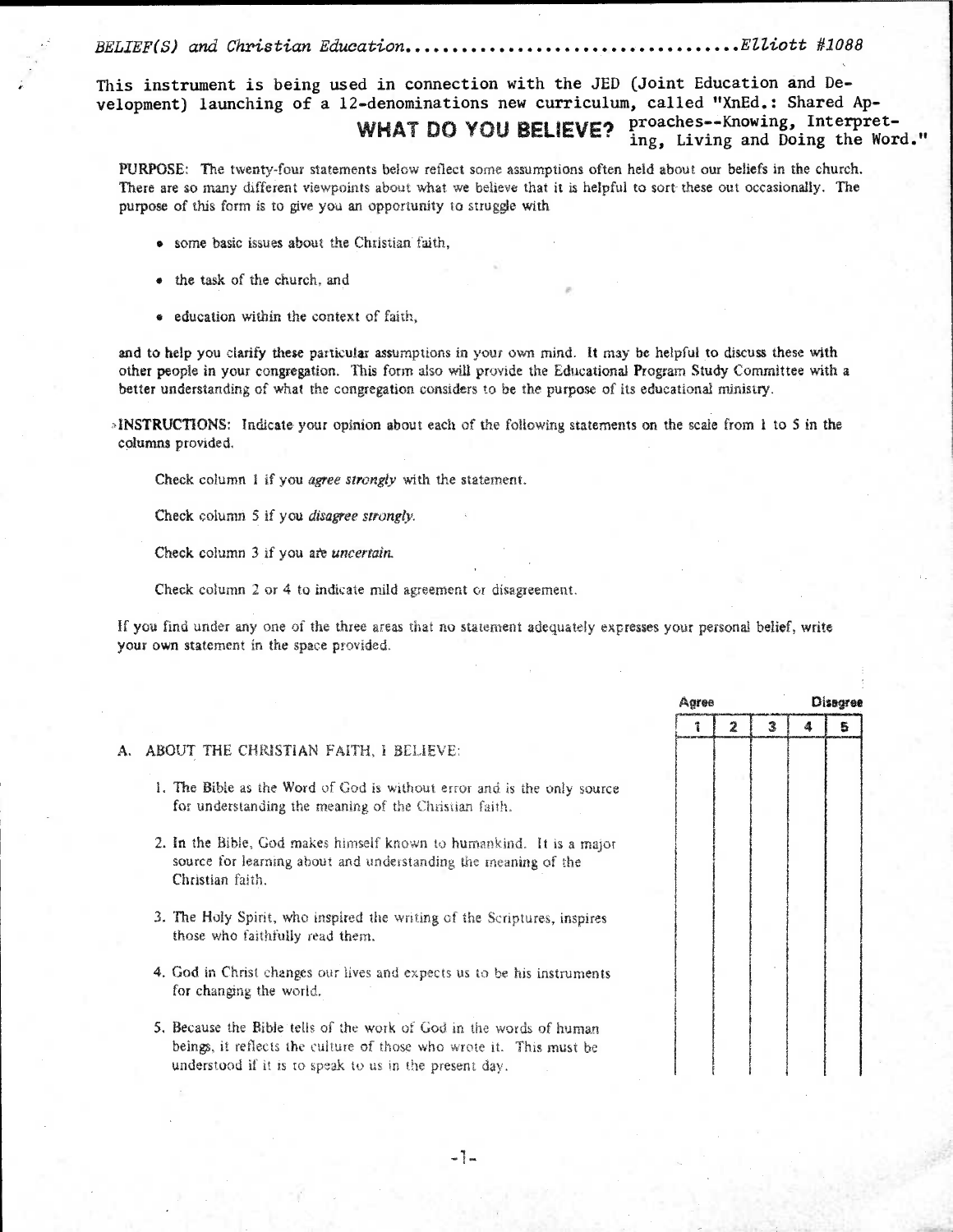*BELIEF(S) and Christian Education*................................*Elliott #1088*

This instrument is being used in connection with the JED (Joint Education and Development) launching of a 12-denominations new curriculum, called "XnEd.: Shared Approaches--Knowing, Interpreting, Living and Doing the Word."

# WHAT DO YOU BELIEVE?

**PURPOSE:** The twenty-four statements below reflect some assumptions often held about our beliefs in the church. There are so many different viewpoints about what we believe that it is helpful to sort these out occasionally. The purpose of this form is to give you an opportunity to struggle with

- some basic issues about the Christian faith,
- the task of the church, and
- education within the context of faith,

and to help you clarify these particular assumptions in your own mind. It may be helpful to discuss these with other people in your congregation. This form also will provide the Educational Program Study Committee with a better understanding of what the congregation considers to be the purpose of its educational ministry.

**INSTRUCTIONS:** Indicate your opinion about each of the following statements on the scale from 1 to 5 in the columns provided.

Check column 1 if you *agree strongly* with the statement.

Check column 5 if you *disagree strongly.*

Check column 3 if you are *uncertain.*

Check column 2 or 4 to indicate mild agreement or disagreement.

If you find under any one of the three areas that no statement adequately expresses your personal belief, write your own statement in the space provided.

| A. ABOUT THE CHRISTIAN FAITH, I BELIEVE: | 1 (Agree) | 2 | 3 | 4 | 5 (Disagree) |
|---|---|---|---|---|---|
| 1. The Bible as the Word of God is without error and is the only source for understanding the meaning of the Christian faith. | | | | | |
| 2. In the Bible, God makes himself known to humankind. It is a major source for learning about and understanding the meaning of the Christian faith. | | | | | |
| 3. The Holy Spirit, who inspired the writing of the Scriptures, inspires those who faithfully read them. | | | | | |
| 4. God in Christ changes our lives and expects us to be his instruments for changing the world. | | | | | |
| 5. Because the Bible tells of the work of God in the words of human beings, it reflects the culture of those who wrote it. This must be understood if it is to speak to us in the present day. | | | | | |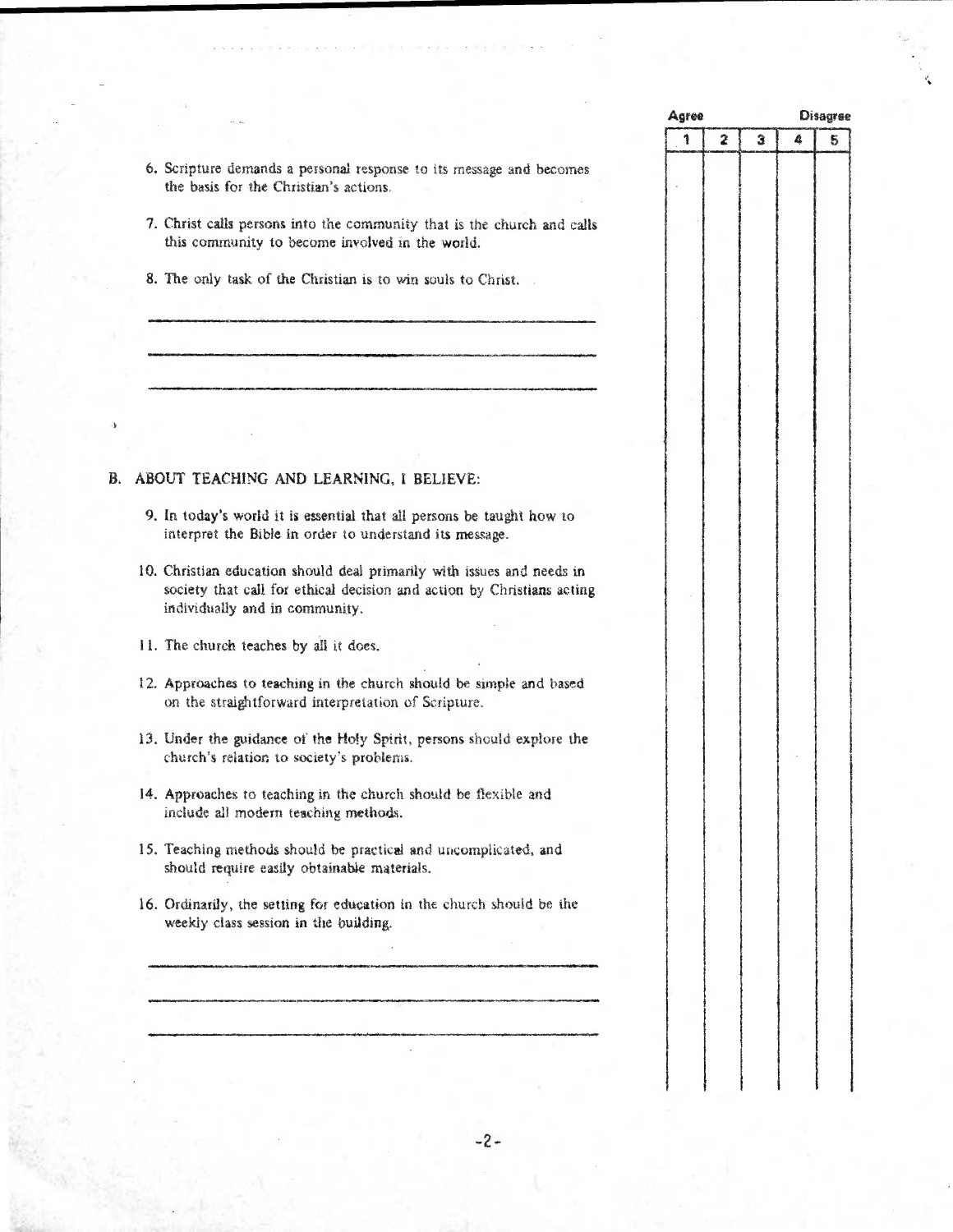| | Agree 1 | 2 | 3 | 4 | Disagree 5 |
|---|---|---|---|---|---|
| 6. Scripture demands a personal response to its message and becomes the basis for the Christian's actions. | | | | | |
| 7. Christ calls persons into the community that is the church and calls this community to become involved in the world. | | | | | |
| 8. The only task of the Christian is to win souls to Christ. | | | | | |
| ______________________________ | | | | | |
| ______________________________ | | | | | |
| ______________________________ | | | | | |
| **B. ABOUT TEACHING AND LEARNING, I BELIEVE:** | | | | | |
| 9. In today's world it is essential that all persons be taught how to interpret the Bible in order to understand its message. | | | | | |
| 10. Christian education should deal primarily with issues and needs in society that call for ethical decision and action by Christians acting individually and in community. | | | | | |
| 11. The church teaches by all it does. | | | | | |
| 12. Approaches to teaching in the church should be simple and based on the straightforward interpretation of Scripture. | | | | | |
| 13. Under the guidance of the Holy Spirit, persons should explore the church's relation to society's problems. | | | | | |
| 14. Approaches to teaching in the church should be flexible and include all modern teaching methods. | | | | | |
| 15. Teaching methods should be practical and uncomplicated, and should require easily obtainable materials. | | | | | |
| 16. Ordinarily, the setting for education in the church should be the weekly class session in the building. | | | | | |
| ______________________________ | | | | | |
| ______________________________ | | | | | |
| ______________________________ | | | | | |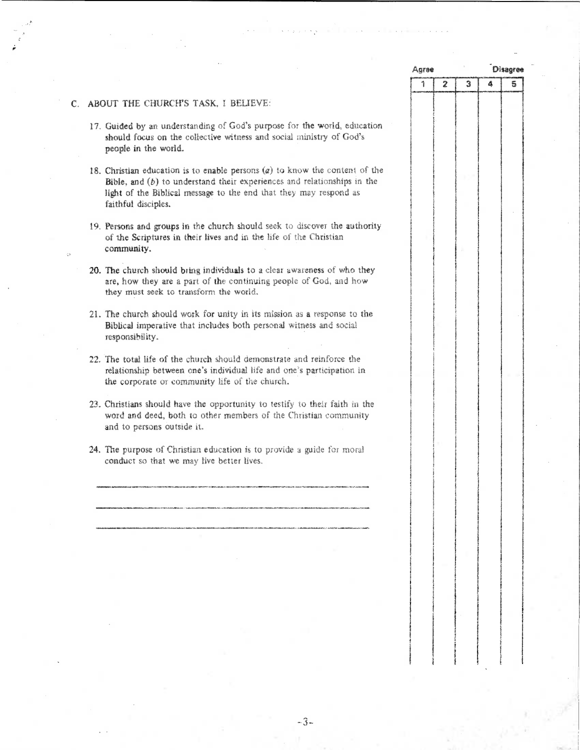| Agree | | | | Disagree |
| --- | --- | --- | --- | --- |
| 1 | 2 | 3 | 4 | 5 |

C. ABOUT THE CHURCH'S TASK, I BELIEVE:

17. Guided by an understanding of God's purpose for the world, education should focus on the collective witness and social ministry of God's people in the world.

18. Christian education is to enable persons (*a*) to know the content of the Bible, and (*b*) to understand their experiences and relationships in the light of the Biblical message to the end that they may respond as faithful disciples.

19. Persons and groups in the church should seek to discover the authority of the Scriptures in their lives and in the life of the Christian community.

20. The church should bring individuals to a clear awareness of who they are, how they are a part of the continuing people of God, and how they must seek to transform the world.

21. The church should work for unity in its mission as a response to the Biblical imperative that includes both personal witness and social responsibility.

22. The total life of the church should demonstrate and reinforce the relationship between one's individual life and one's participation in the corporate or community life of the church.

23. Christians should have the opportunity to testify to their faith in the word and deed, both to other members of the Christian community and to persons outside it.

24. The purpose of Christian education is to provide a guide for moral conduct so that we may live better lives.

\_\_\_\_\_\_\_\_\_\_\_\_\_\_\_\_\_\_\_\_\_\_\_\_\_\_\_\_\_\_\_\_\_\_\_\_\_\_\_\_

\_\_\_\_\_\_\_\_\_\_\_\_\_\_\_\_\_\_\_\_\_\_\_\_\_\_\_\_\_\_\_\_\_\_\_\_\_\_\_\_

\_\_\_\_\_\_\_\_\_\_\_\_\_\_\_\_\_\_\_\_\_\_\_\_\_\_\_\_\_\_\_\_\_\_\_\_\_\_\_\_